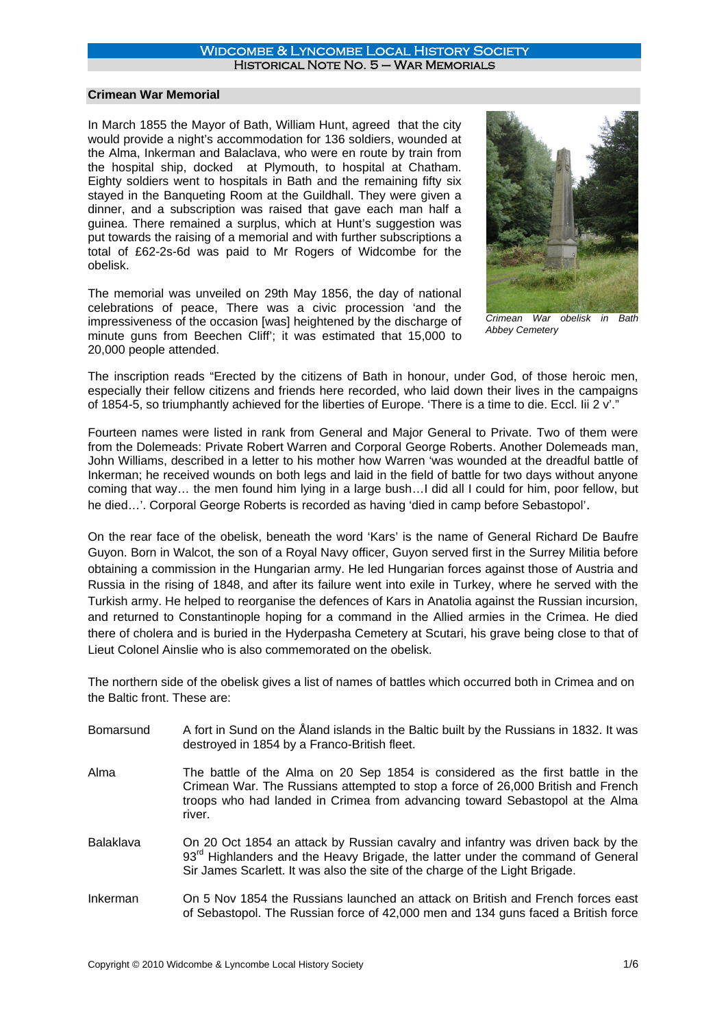## Crimean War Memorial

In March 1855 the Mayor of Bath, William Hunt, agreed that the city would provide a night's accommodation for 136 soldiers, wounded at the Alma, Inkerman and Balaclava, who were en route by train from the hospital ship, docked at Plymouth, to hospital at Chatham. Eighty soldiers went to hospitals in Bath and the remaining fifty six stayed in the Banqueting Room at the Guildhall. They were given a dinner, and a subscription was raised that gave each man half a guinea. There remained a surplus, which at Hunt's suggestion was put towards the raising of a memorial and with further subscriptions a total of £62-2s-6d was paid to Mr Rogers of Widcombe for the obelisk.

The memorial was unveiled on 29th May 1856, the day of national celebrations of peace, There was a civic procession 'and the impressiveness of the occasion [was] heightened by the discharge of minute guns from Beechen Cliff'; it was estimated that 15,000 to 20,000 people attended.

*Crimean War obelisk in Bath Abbey Cemetery*

The inscription reads "Erected by the citizens of Bath in honour, under God, of those heroic men, especially their fellow citizens and friends here recorded, who laid down their lives in the campaigns of 1854-5, so triumphantly achieved for the liberties of Europe. 'There is a time to die. Eccl. Iii 2 v'."

Fourteen names were listed in rank from General and Major General to Private. Two of them were from the Dolemeads: Private Robert Warren and Corporal George Roberts. Another Dolemeads man, John Williams, described in a letter to his mother how Warren 'was wounded at the dreadful battle of Inkerman; he received wounds on both legs and laid in the field of battle for two days without anyone coming that way… the men found him lying in a large bush…I did all I could for him, poor fellow, but he died…'. Corporal George Roberts is recorded as having 'died in camp before Sebastopol'.

On the rear face of the obelisk, beneath the word 'Kars' is the name of General Richard De Baufre Guyon. Born in Walcot, the son of a Royal Navy officer, Guyon served first in the Surrey Militia before obtaining a commission in the Hungarian army. He led Hungarian forces against those of Austria and Russia in the rising of 1848, and after its failure went into exile in Turkey, where he served with the Turkish army. He helped to reorganise the defences of Kars in Anatolia against the Russian incursion, and returned to Constantinople hoping for a command in the Allied armies in the Crimea. He died there of cholera and is buried in the Hyderpasha Cemetery at Scutari, his grave being close to that of Lieut Colonel Ainslie who is also commemorated on the obelisk.

The northern side of the obelisk gives a list of names of battles which occurred both in Crimea and on the Baltic front. These are:

**Bomarsund** – A fort in Sund on the Åland islands in the Baltic built by the Russians in 1832. It was destroyed in 1854 by a Franco-British fleet.

**Alma** – The battle of the Alma on 20 Sep 1854 is considered as the first battle in the Crimean War. The Russians attempted to stop a force of 26,000 British and French troops who had landed in Crimea from advancing toward Sebastopol at the Alma river.

**Balaklava** – On 20 Oct 1854 an attack by Russian cavalry and infantry was driven back by the 93rd Highlanders and the Heavy Brigade, the latter under the command of General Sir James Scarlett. It was also the site of the charge of the Light Brigade.

**Inkerman** – On 5 Nov 1854 the Russians launched an attack on British and French forces east of Sebastopol. The Russian force of 42,000 men and 134 guns faced a British force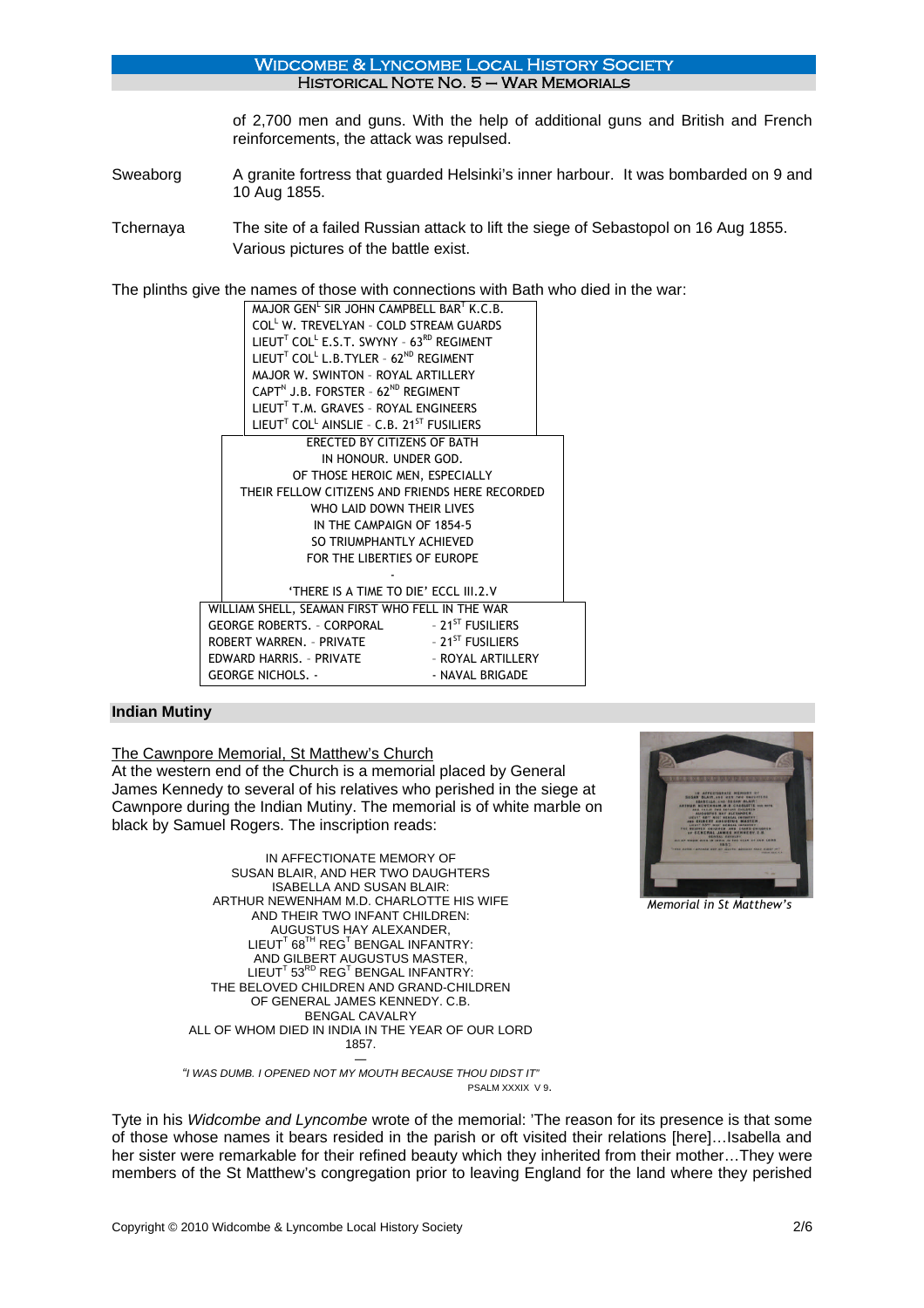of 2,700 men and guns. With the help of additional guns and British and French reinforcements, the attack was repulsed.

Sweaborg — A granite fortress that guarded Helsinki's inner harbour. It was bombarded on 9 and 10 Aug 1855.

Tchernaya — The site of a failed Russian attack to lift the siege of Sebastopol on 16 Aug 1855. Various pictures of the battle exist.

The plinths give the names of those with connections with Bath who died in the war:

MAJOR GEN^L SIR JOHN CAMPBELL BAR^T K.C.B.
COL^L W. TREVELYAN - COLD STREAM GUARDS
LIEUT^T COL^L E.S.T. SWYNY - 63^RD REGIMENT
LIEUT^T COL^L L.B.TYLER - 62^ND REGIMENT
MAJOR W. SWINTON - ROYAL ARTILLERY
CAPT^N J.B. FORSTER - 62^ND REGIMENT
LIEUT^T T.M. GRAVES - ROYAL ENGINEERS
LIEUT^T COL^L AINSLIE - C.B. 21^ST FUSILIERS

ERECTED BY CITIZENS OF BATH
IN HONOUR. UNDER GOD.
OF THOSE HEROIC MEN, ESPECIALLY
THEIR FELLOW CITIZENS AND FRIENDS HERE RECORDED
WHO LAID DOWN THEIR LIVES
IN THE CAMPAIGN OF 1854-5
SO TRIUMPHANTLY ACHIEVED
FOR THE LIBERTIES OF EUROPE
-
'THERE IS A TIME TO DIE' ECCL III.2.V

WILLIAM SHELL, SEAMAN FIRST WHO FELL IN THE WAR

| | |
|---|---|
| GEORGE ROBERTS. - CORPORAL | - 21^ST FUSILIERS |
| ROBERT WARREN. - PRIVATE | - 21^ST FUSILIERS |
| EDWARD HARRIS. - PRIVATE | - ROYAL ARTILLERY |
| GEORGE NICHOLS. - | - NAVAL BRIGADE |

## Indian Mutiny

The Cawnpore Memorial, St Matthew's Church

At the western end of the Church is a memorial placed by General James Kennedy to several of his relatives who perished in the siege at Cawnpore during the Indian Mutiny. The memorial is of white marble on black by Samuel Rogers. The inscription reads:

IN AFFECTIONATE MEMORY OF
SUSAN BLAIR, AND HER TWO DAUGHTERS
ISABELLA AND SUSAN BLAIR:
ARTHUR NEWENHAM M.D. CHARLOTTE HIS WIFE
AND THEIR TWO INFANT CHILDREN:
AUGUSTUS HAY ALEXANDER,
LIEUT^T 68^TH REG^T BENGAL INFANTRY:
AND GILBERT AUGUSTUS MASTER,
LIEUT^T 53^RD REG^T BENGAL INFANTRY:
THE BELOVED CHILDREN AND GRAND-CHILDREN
OF GENERAL JAMES KENNEDY. C.B.
BENGAL CAVALRY
ALL OF WHOM DIED IN INDIA IN THE YEAR OF OUR LORD
1857.
—
*"I WAS DUMB. I OPENED NOT MY MOUTH BECAUSE THOU DIDST IT"*
PSALM XXXIX V 9.

*Memorial in St Matthew's*

Tyte in his *Widcombe and Lyncombe* wrote of the memorial: 'The reason for its presence is that some of those whose names it bears resided in the parish or oft visited their relations [here]…Isabella and her sister were remarkable for their refined beauty which they inherited from their mother…They were members of the St Matthew's congregation prior to leaving England for the land where they perished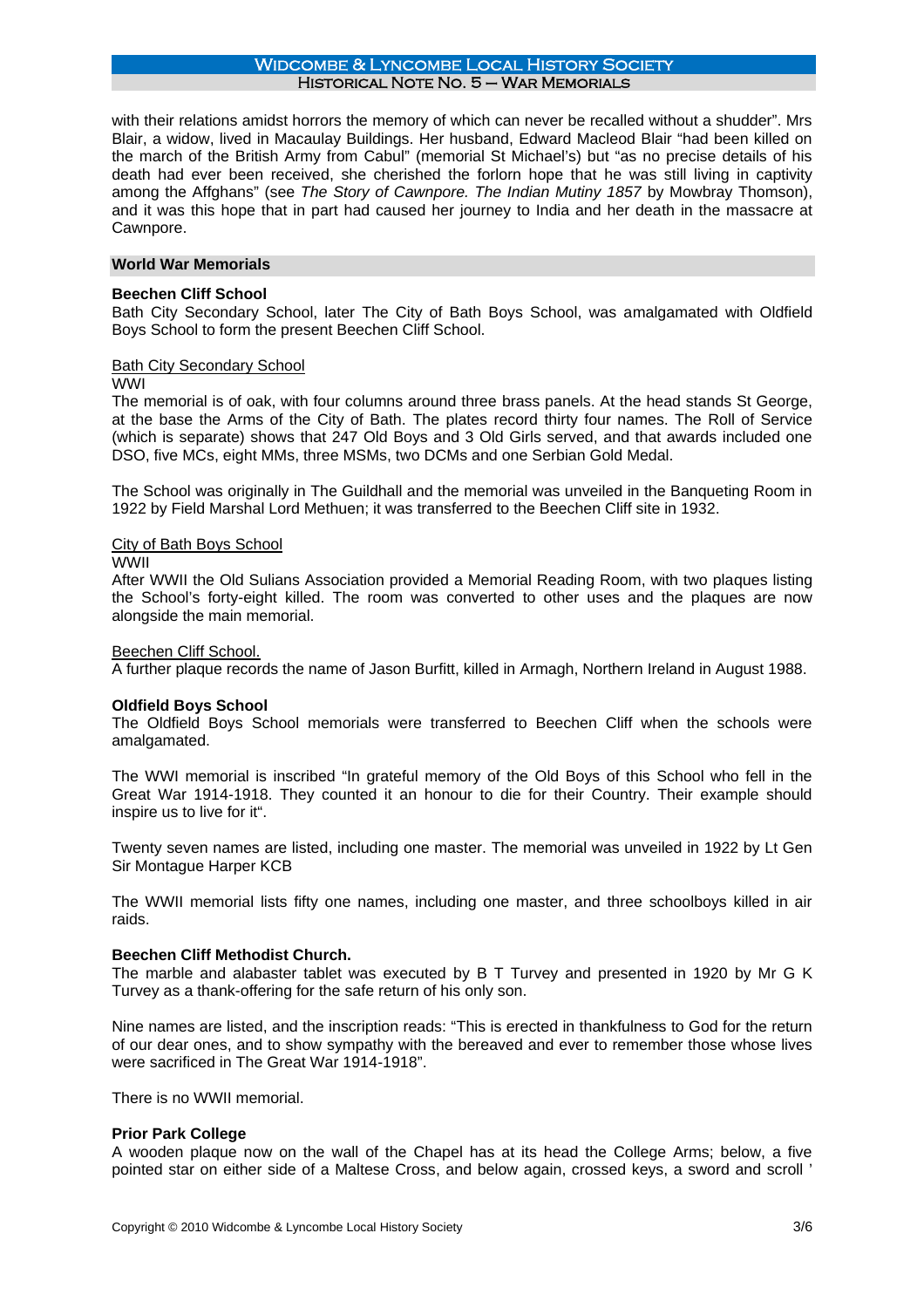with their relations amidst horrors the memory of which can never be recalled without a shudder". Mrs Blair, a widow, lived in Macaulay Buildings. Her husband, Edward Macleod Blair "had been killed on the march of the British Army from Cabul" (memorial St Michael's) but "as no precise details of his death had ever been received, she cherished the forlorn hope that he was still living in captivity among the Affghans" (see *The Story of Cawnpore. The Indian Mutiny 1857* by Mowbray Thomson), and it was this hope that in part had caused her journey to India and her death in the massacre at Cawnpore.

## World War Memorials

### Beechen Cliff School

Bath City Secondary School, later The City of Bath Boys School, was amalgamated with Oldfield Boys School to form the present Beechen Cliff School.

Bath City Secondary School

WWI

The memorial is of oak, with four columns around three brass panels. At the head stands St George, at the base the Arms of the City of Bath. The plates record thirty four names. The Roll of Service (which is separate) shows that 247 Old Boys and 3 Old Girls served, and that awards included one DSO, five MCs, eight MMs, three MSMs, two DCMs and one Serbian Gold Medal.

The School was originally in The Guildhall and the memorial was unveiled in the Banqueting Room in 1922 by Field Marshal Lord Methuen; it was transferred to the Beechen Cliff site in 1932.

City of Bath Boys School

WWII

After WWII the Old Sulians Association provided a Memorial Reading Room, with two plaques listing the School's forty-eight killed. The room was converted to other uses and the plaques are now alongside the main memorial.

Beechen Cliff School.

A further plaque records the name of Jason Burfitt, killed in Armagh, Northern Ireland in August 1988.

### Oldfield Boys School

The Oldfield Boys School memorials were transferred to Beechen Cliff when the schools were amalgamated.

The WWI memorial is inscribed "In grateful memory of the Old Boys of this School who fell in the Great War 1914-1918. They counted it an honour to die for their Country. Their example should inspire us to live for it".

Twenty seven names are listed, including one master. The memorial was unveiled in 1922 by Lt Gen Sir Montague Harper KCB

The WWII memorial lists fifty one names, including one master, and three schoolboys killed in air raids.

### Beechen Cliff Methodist Church.

The marble and alabaster tablet was executed by B T Turvey and presented in 1920 by Mr G K Turvey as a thank-offering for the safe return of his only son.

Nine names are listed, and the inscription reads: "This is erected in thankfulness to God for the return of our dear ones, and to show sympathy with the bereaved and ever to remember those whose lives were sacrificed in The Great War 1914-1918".

There is no WWII memorial.

### Prior Park College

A wooden plaque now on the wall of the Chapel has at its head the College Arms; below, a five pointed star on either side of a Maltese Cross, and below again, crossed keys, a sword and scroll '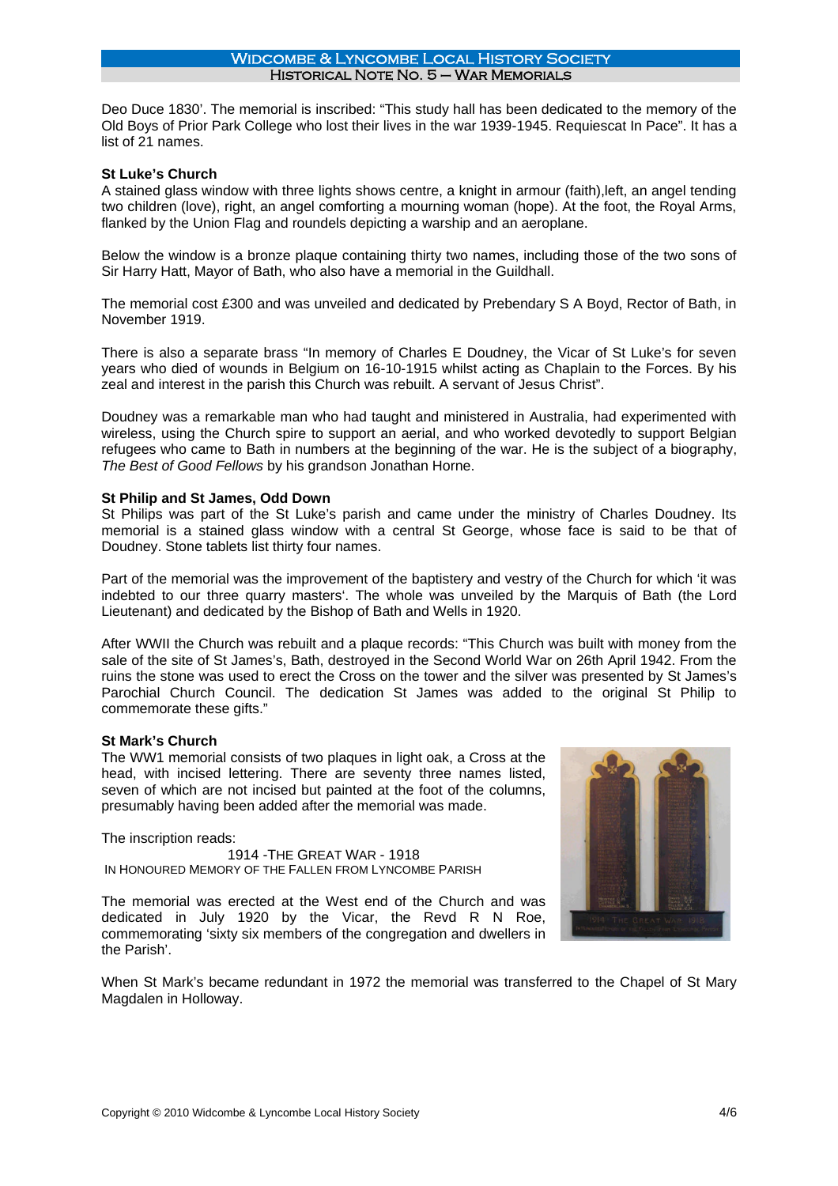Deo Duce 1830'. The memorial is inscribed: "This study hall has been dedicated to the memory of the Old Boys of Prior Park College who lost their lives in the war 1939-1945. Requiescat In Pace". It has a list of 21 names.

**St Luke's Church**

A stained glass window with three lights shows centre, a knight in armour (faith),left, an angel tending two children (love), right, an angel comforting a mourning woman (hope). At the foot, the Royal Arms, flanked by the Union Flag and roundels depicting a warship and an aeroplane.

Below the window is a bronze plaque containing thirty two names, including those of the two sons of Sir Harry Hatt, Mayor of Bath, who also have a memorial in the Guildhall.

The memorial cost £300 and was unveiled and dedicated by Prebendary S A Boyd, Rector of Bath, in November 1919.

There is also a separate brass "In memory of Charles E Doudney, the Vicar of St Luke's for seven years who died of wounds in Belgium on 16-10-1915 whilst acting as Chaplain to the Forces. By his zeal and interest in the parish this Church was rebuilt. A servant of Jesus Christ".

Doudney was a remarkable man who had taught and ministered in Australia, had experimented with wireless, using the Church spire to support an aerial, and who worked devotedly to support Belgian refugees who came to Bath in numbers at the beginning of the war. He is the subject of a biography, *The Best of Good Fellows* by his grandson Jonathan Horne.

**St Philip and St James, Odd Down**

St Philips was part of the St Luke's parish and came under the ministry of Charles Doudney. Its memorial is a stained glass window with a central St George, whose face is said to be that of Doudney. Stone tablets list thirty four names.

Part of the memorial was the improvement of the baptistery and vestry of the Church for which 'it was indebted to our three quarry masters'. The whole was unveiled by the Marquis of Bath (the Lord Lieutenant) and dedicated by the Bishop of Bath and Wells in 1920.

After WWII the Church was rebuilt and a plaque records: "This Church was built with money from the sale of the site of St James's, Bath, destroyed in the Second World War on 26th April 1942. From the ruins the stone was used to erect the Cross on the tower and the silver was presented by St James's Parochial Church Council. The dedication St James was added to the original St Philip to commemorate these gifts."

**St Mark's Church**

The WW1 memorial consists of two plaques in light oak, a Cross at the head, with incised lettering. There are seventy three names listed, seven of which are not incised but painted at the foot of the columns, presumably having been added after the memorial was made.

The inscription reads:

1914 -THE GREAT WAR - 1918
IN HONOURED MEMORY OF THE FALLEN FROM LYNCOMBE PARISH

The memorial was erected at the West end of the Church and was dedicated in July 1920 by the Vicar, the Revd R N Roe, commemorating 'sixty six members of the congregation and dwellers in the Parish'.

When St Mark's became redundant in 1972 the memorial was transferred to the Chapel of St Mary Magdalen in Holloway.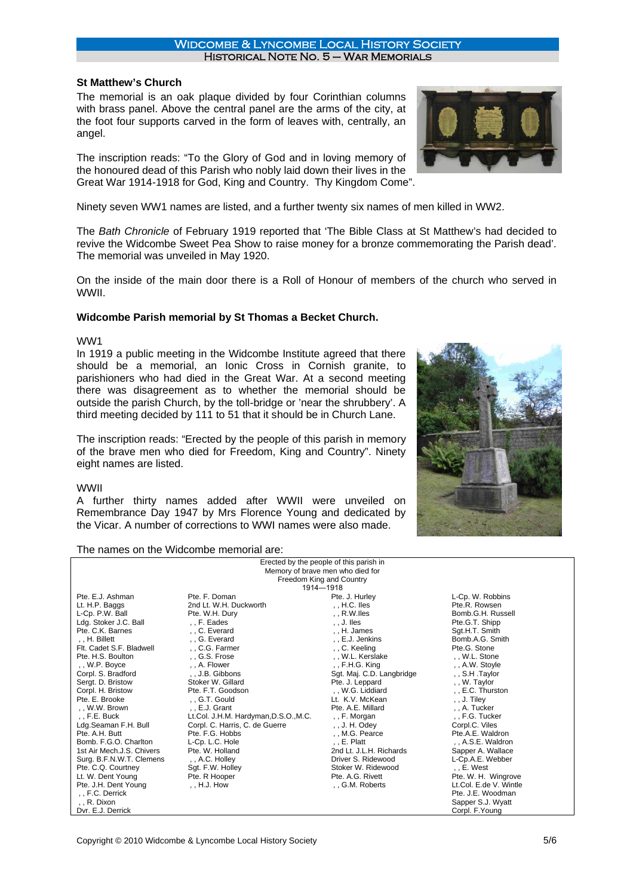### St Matthew's Church

The memorial is an oak plaque divided by four Corinthian columns with brass panel. Above the central panel are the arms of the city, at the foot four supports carved in the form of leaves with, centrally, an angel.

The inscription reads: "To the Glory of God and in loving memory of the honoured dead of this Parish who nobly laid down their lives in the Great War 1914-1918 for God, King and Country. Thy Kingdom Come".

Ninety seven WW1 names are listed, and a further twenty six names of men killed in WW2.

The *Bath Chronicle* of February 1919 reported that 'The Bible Class at St Matthew's had decided to revive the Widcombe Sweet Pea Show to raise money for a bronze commemorating the Parish dead'. The memorial was unveiled in May 1920.

On the inside of the main door there is a Roll of Honour of members of the church who served in WWII.

### Widcombe Parish memorial by St Thomas a Becket Church.

WW1

In 1919 a public meeting in the Widcombe Institute agreed that there should be a memorial, an Ionic Cross in Cornish granite, to parishioners who had died in the Great War. At a second meeting there was disagreement as to whether the memorial should be outside the parish Church, by the toll-bridge or 'near the shrubbery'. A third meeting decided by 111 to 51 that it should be in Church Lane.

The inscription reads: "Erected by the people of this parish in memory of the brave men who died for Freedom, King and Country". Ninety eight names are listed.

WWII

A further thirty names added after WWII were unveiled on Remembrance Day 1947 by Mrs Florence Young and dedicated by the Vicar. A number of corrections to WWI names were also made.

The names on the Widcombe memorial are:

Erected by the people of this parish in
Memory of brave men who died for
Freedom King and Country
1914—1918

| | | | |
|---|---|---|---|
| Pte. E.J. Ashman | Pte. F. Doman | Pte. J. Hurley | L-Cp. W. Robbins |
| Lt. H.P. Baggs | 2nd Lt. W.H. Duckworth | , , H.C. Iles | Pte.R. Rowsen |
| L-Cp. P.W. Ball | Pte. W.H. Dury | , , R.W.Iles | Bomb.G.H. Russell |
| Ldg. Stoker J.C. Ball | , , F. Eades | , , J. Iles | Pte.G.T. Shipp |
| Pte. C.K. Barnes | , , C. Everard | , , H. James | Sgt.H.T. Smith |
| , , H. Billett | , , G. Everard | , , E.J. Jenkins | Bomb.A.G. Smith |
| Flt. Cadet S.F. Bladwell | , , C.G. Farmer | , , C. Keeling | Pte.G. Stone |
| Pte. H.S. Boulton | , , G.S. Frose | , , W.L. Kerslake | , , W.L. Stone |
| , , W.P. Boyce | , , A. Flower | , , F.H.G. King | , , A.W. Stoyle |
| Corpl. S. Bradford | , , J.B. Gibbons | Sgt. Maj. C.D. Langbridge | , , S.H .Taylor |
| Sergt. D. Bristow | Stoker W. Gillard | Pte. J. Leppard | , , W. Taylor |
| Corpl. H. Bristow | Pte. F.T. Goodson | , , W.G. Liddiard | , , E.C. Thurston |
| Pte. E. Brooke | , , G.T. Gould | Lt. K.V. McKean | , , J. Tiley |
| , , W.W. Brown | , , E.J. Grant | Pte. A.E. Millard | , , A. Tucker |
| , , F.E. Buck | Lt.Col. J.H.M. Hardyman,D.S.O.,M.C. | , , F. Morgan | , , F.G. Tucker |
| Ldg.Seaman F.H. Bull | Corpl. C. Harris, C. de Guerre | , , J. H. Odey | Corpl.C. Viles |
| Pte. A.H. Butt | Pte. F.G. Hobbs | , , M.G. Pearce | Pte.A.E. Waldron |
| Bomb. F.G.O. Charlton | L-Cp. L.C. Hole | , , E. Platt | , , A.S.E. Waldron |
| 1st Air Mech.J.S. Chivers | Pte. W. Holland | 2nd Lt. J.L.H. Richards | Sapper A. Wallace |
| Surg. B.F.N.W.T. Clemens | , , A.C. Holley | Driver S. Ridewood | L-Cp.A.E. Webber |
| Pte. C.Q. Courtney | Sgt. F.W. Holley | Stoker W. Ridewood | , , E. West |
| Lt. W. Dent Young | Pte. R Hooper | Pte. A.G. Rivett | Pte. W. H. Wingrove |
| Pte. J.H. Dent Young | , , H.J. How | , , G.M. Roberts | Lt.Col. E.de V. Wintle |
| , , F.C. Derrick | | | Pte. J.E. Woodman |
| , , R. Dixon | | | Sapper S.J. Wyatt |
| Dvr. E.J. Derrick | | | Corpl. F.Young |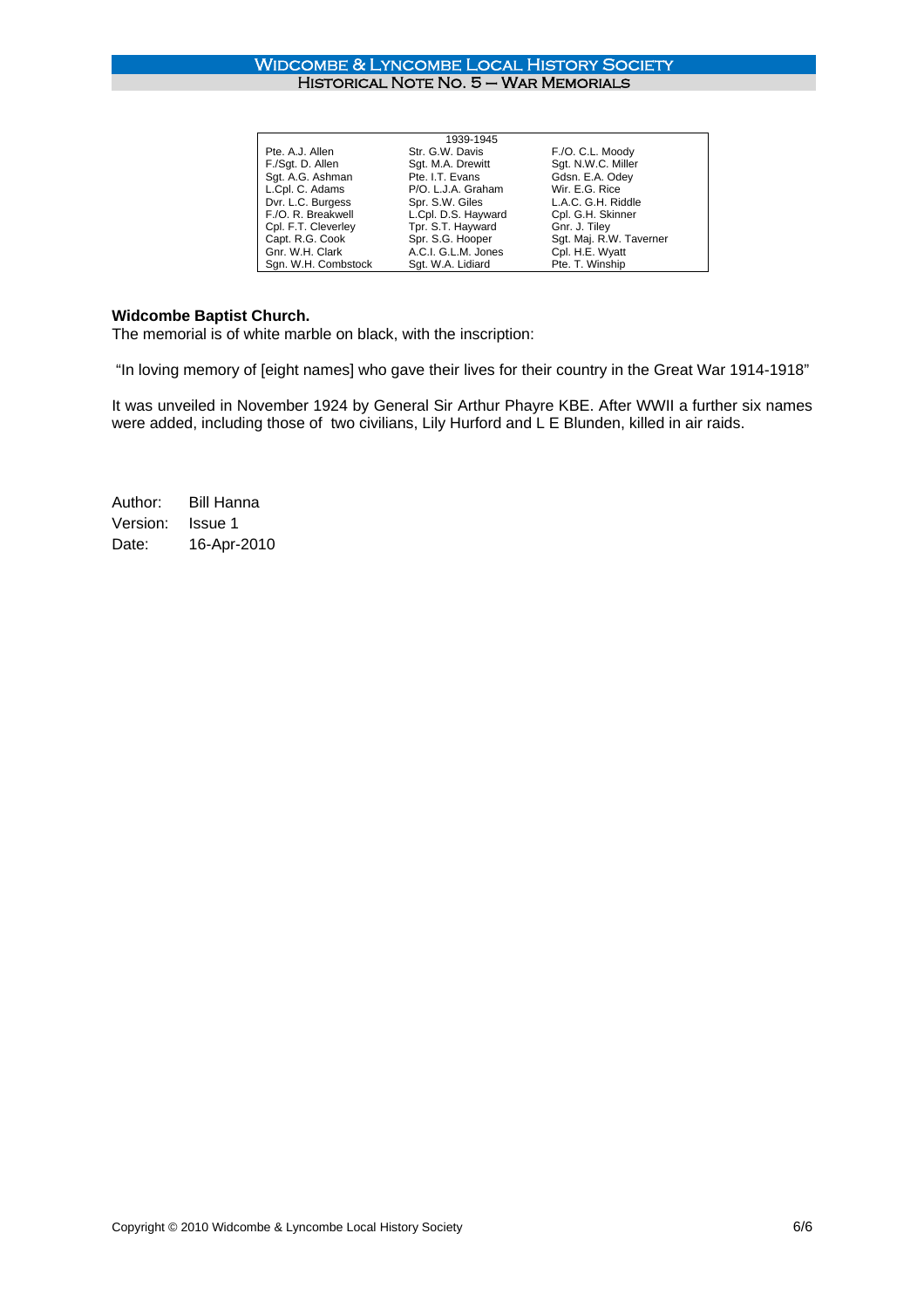| 1939-1945 | | |
|---|---|---|
| Pte. A.J. Allen | Str. G.W. Davis | F./O. C.L. Moody |
| F./Sgt. D. Allen | Sgt. M.A. Drewitt | Sgt. N.W.C. Miller |
| Sgt. A.G. Ashman | Pte. I.T. Evans | Gdsn. E.A. Odey |
| L.Cpl. C. Adams | P/O. L.J.A. Graham | Wir. E.G. Rice |
| Dvr. L.C. Burgess | Spr. S.W. Giles | L.A.C. G.H. Riddle |
| F./O. R. Breakwell | L.Cpl. D.S. Hayward | Cpl. G.H. Skinner |
| Cpl. F.T. Cleverley | Tpr. S.T. Hayward | Gnr. J. Tiley |
| Capt. R.G. Cook | Spr. S.G. Hooper | Sgt. Maj. R.W. Taverner |
| Gnr. W.H. Clark | A.C.I. G.L.M. Jones | Cpl. H.E. Wyatt |
| Sgn. W.H. Combstock | Sgt. W.A. Lidiard | Pte. T. Winship |

**Widcombe Baptist Church.**
The memorial is of white marble on black, with the inscription:

"In loving memory of [eight names] who gave their lives for their country in the Great War 1914-1918"

It was unveiled in November 1924 by General Sir Arthur Phayre KBE. After WWII a further six names were added, including those of two civilians, Lily Hurford and L E Blunden, killed in air raids.

Author: Bill Hanna
Version: Issue 1
Date: 16-Apr-2010